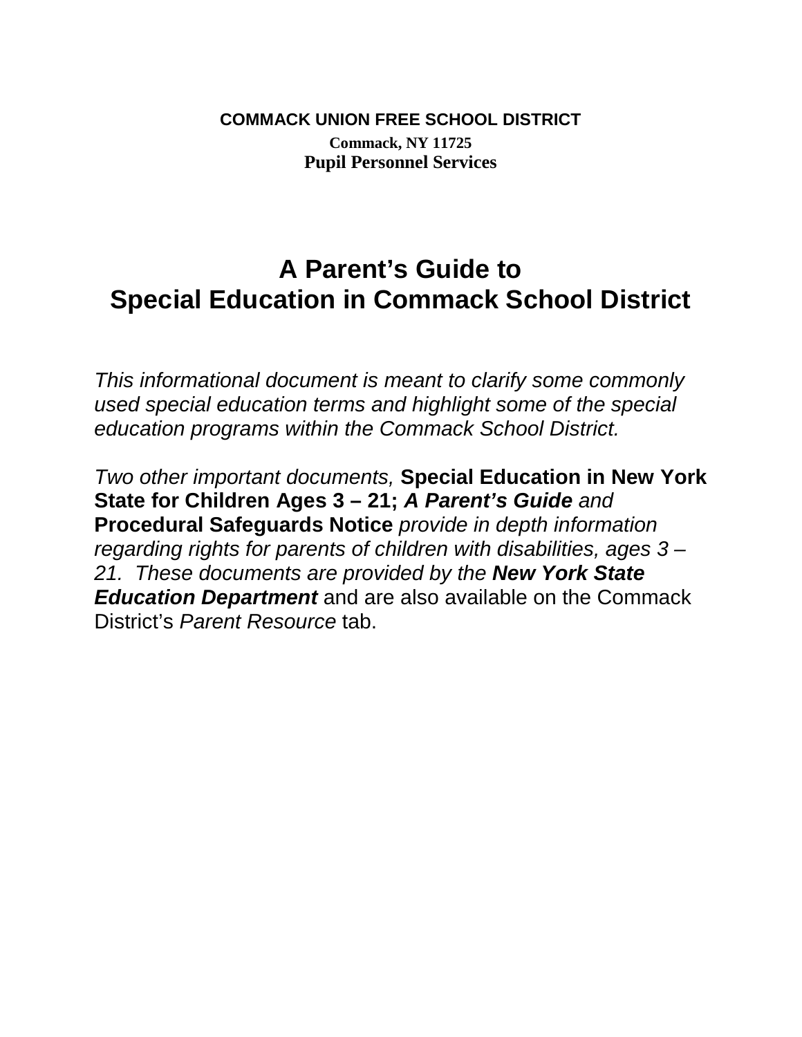**COMMACK UNION FREE SCHOOL DISTRICT**

**Commack, NY 11725**
**Pupil Personnel Services**

# A Parent's Guide to Special Education in Commack School District

*This informational document is meant to clarify some commonly used special education terms and highlight some of the special education programs within the Commack School District.*

*Two other important documents,* **Special Education in New York State for Children Ages 3 – 21; *A Parent's Guide*** *and* **Procedural Safeguards Notice** *provide in depth information regarding rights for parents of children with disabilities, ages 3 – 21. These documents are provided by the* ***New York State Education Department*** and are also available on the Commack District's *Parent Resource* tab.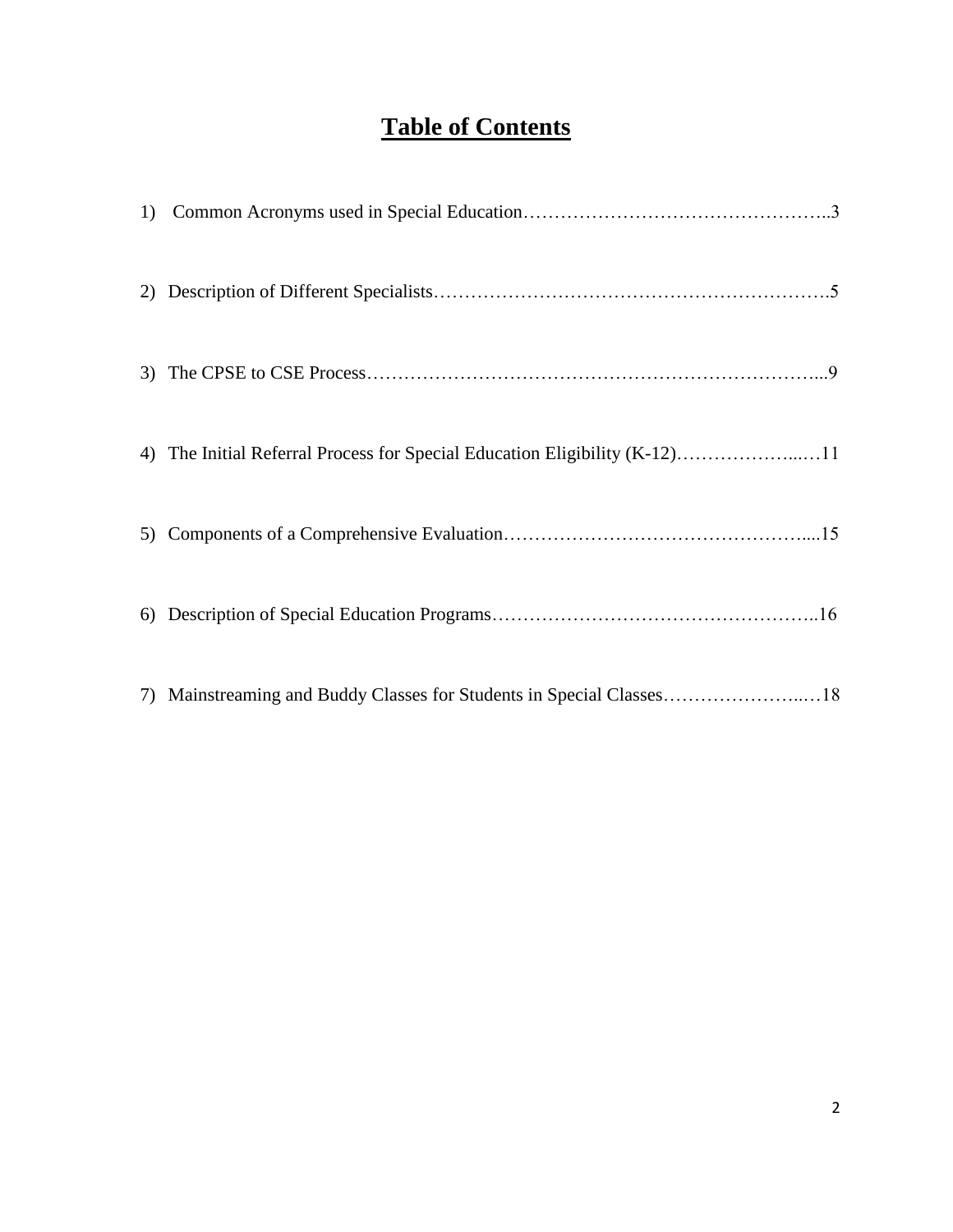# Table of Contents

1) Common Acronyms used in Special Education…………………………………………..3

2) Description of Different Specialists……………………………………………………….5

3) The CPSE to CSE Process……………………………………………………………...9

4) The Initial Referral Process for Special Education Eligibility (K-12)………………...…11

5) Components of a Comprehensive Evaluation…………………………………………....15

6) Description of Special Education Programs……………………………………………..16

7) Mainstreaming and Buddy Classes for Students in Special Classes…………………..…18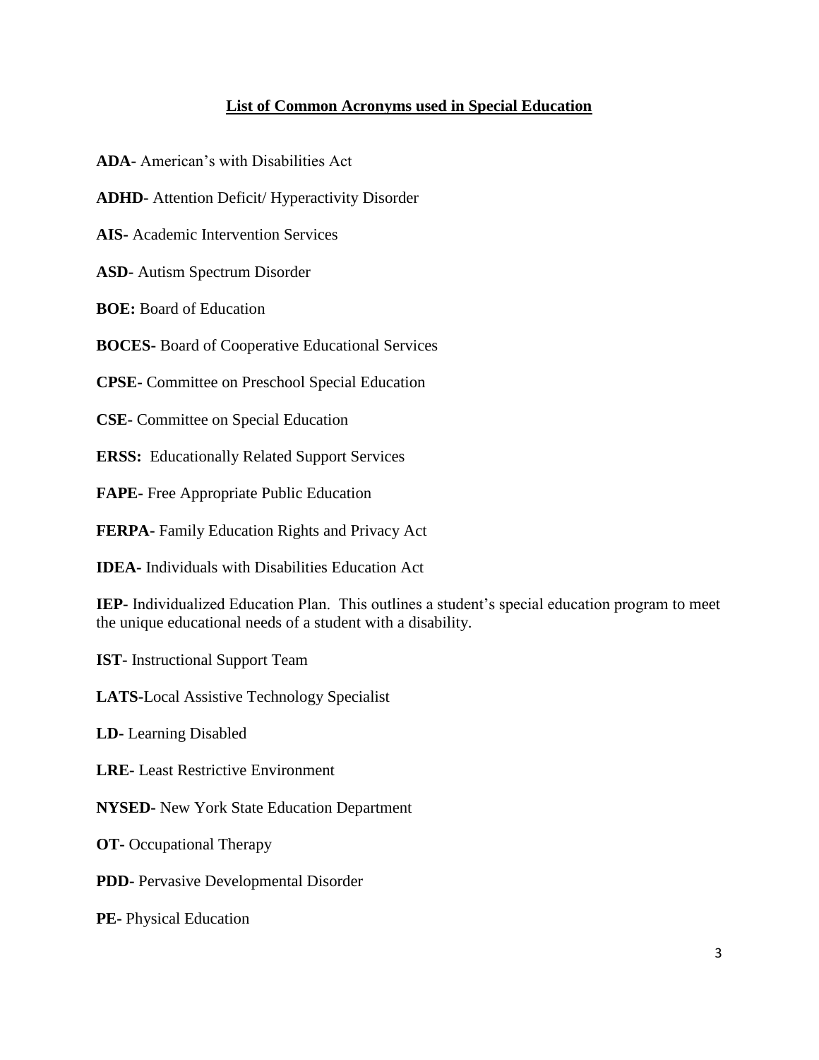## List of Common Acronyms used in Special Education

**ADA-** American's with Disabilities Act

**ADHD-** Attention Deficit/ Hyperactivity Disorder

**AIS-** Academic Intervention Services

**ASD-** Autism Spectrum Disorder

**BOE:** Board of Education

**BOCES-** Board of Cooperative Educational Services

**CPSE-** Committee on Preschool Special Education

**CSE-** Committee on Special Education

**ERSS:** Educationally Related Support Services

**FAPE-** Free Appropriate Public Education

**FERPA-** Family Education Rights and Privacy Act

**IDEA-** Individuals with Disabilities Education Act

**IEP-** Individualized Education Plan. This outlines a student's special education program to meet the unique educational needs of a student with a disability.

**IST-** Instructional Support Team

**LATS-**Local Assistive Technology Specialist

**LD-** Learning Disabled

**LRE-** Least Restrictive Environment

**NYSED-** New York State Education Department

**OT-** Occupational Therapy

**PDD-** Pervasive Developmental Disorder

**PE-** Physical Education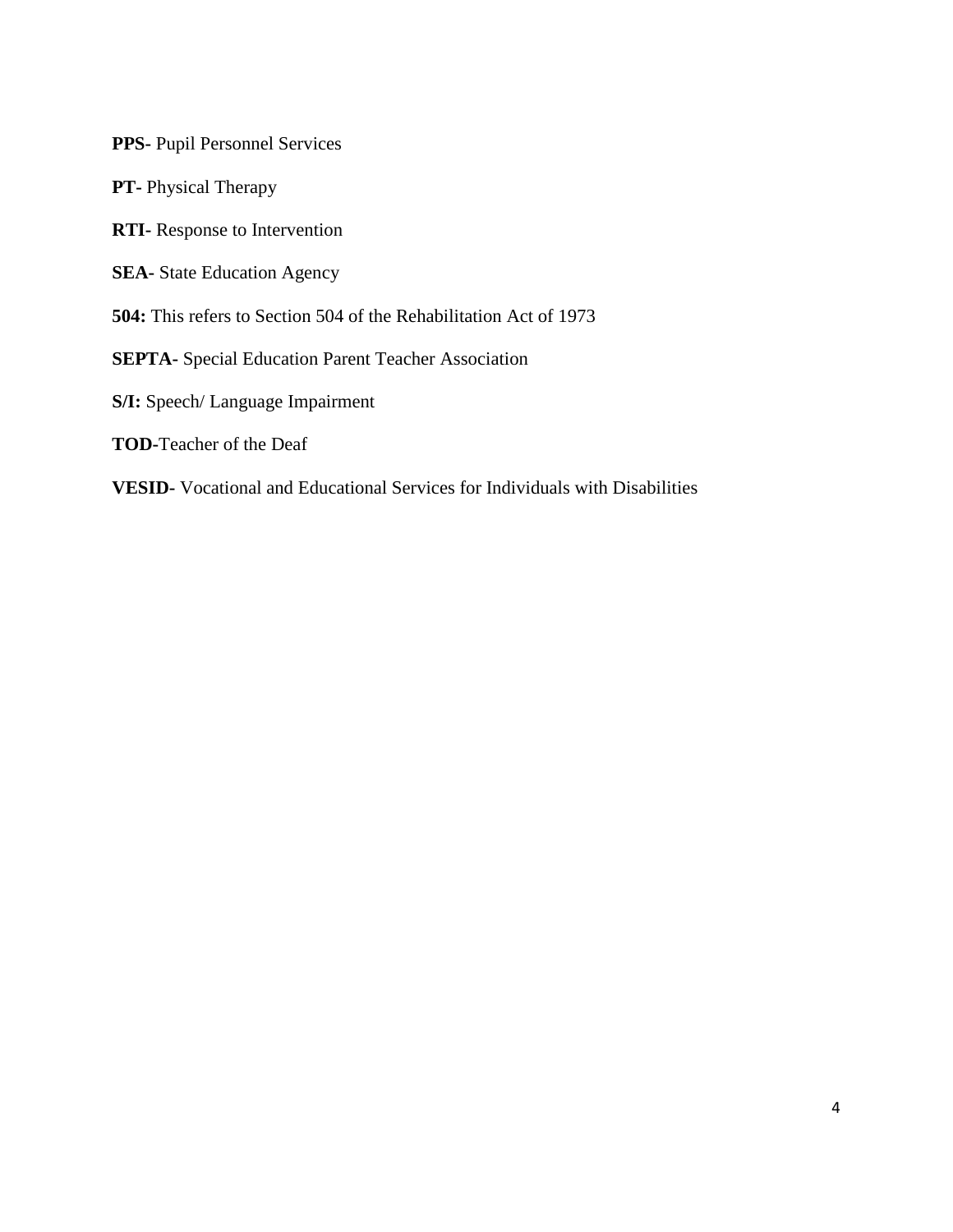**PPS-** Pupil Personnel Services

**PT-** Physical Therapy

**RTI-** Response to Intervention

**SEA-** State Education Agency

**504:** This refers to Section 504 of the Rehabilitation Act of 1973

**SEPTA-** Special Education Parent Teacher Association

**S/I:** Speech/ Language Impairment

**TOD-**Teacher of the Deaf

**VESID-** Vocational and Educational Services for Individuals with Disabilities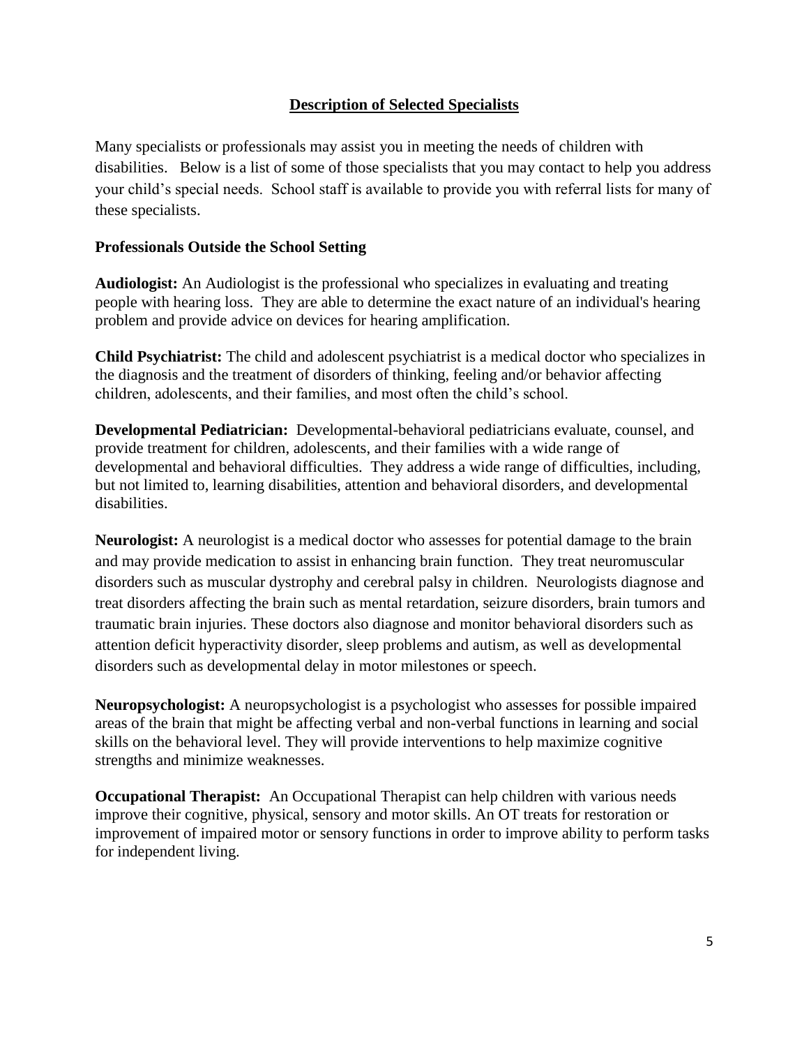## Description of Selected Specialists

Many specialists or professionals may assist you in meeting the needs of children with disabilities. Below is a list of some of those specialists that you may contact to help you address your child's special needs. School staff is available to provide you with referral lists for many of these specialists.

### Professionals Outside the School Setting

**Audiologist:** An Audiologist is the professional who specializes in evaluating and treating people with hearing loss. They are able to determine the exact nature of an individual's hearing problem and provide advice on devices for hearing amplification.

**Child Psychiatrist:** The child and adolescent psychiatrist is a medical doctor who specializes in the diagnosis and the treatment of disorders of thinking, feeling and/or behavior affecting children, adolescents, and their families, and most often the child's school.

**Developmental Pediatrician:** Developmental-behavioral pediatricians evaluate, counsel, and provide treatment for children, adolescents, and their families with a wide range of developmental and behavioral difficulties. They address a wide range of difficulties, including, but not limited to, learning disabilities, attention and behavioral disorders, and developmental disabilities.

**Neurologist:** A neurologist is a medical doctor who assesses for potential damage to the brain and may provide medication to assist in enhancing brain function. They treat neuromuscular disorders such as muscular dystrophy and cerebral palsy in children. Neurologists diagnose and treat disorders affecting the brain such as mental retardation, seizure disorders, brain tumors and traumatic brain injuries. These doctors also diagnose and monitor behavioral disorders such as attention deficit hyperactivity disorder, sleep problems and autism, as well as developmental disorders such as developmental delay in motor milestones or speech.

**Neuropsychologist:** A neuropsychologist is a psychologist who assesses for possible impaired areas of the brain that might be affecting verbal and non-verbal functions in learning and social skills on the behavioral level. They will provide interventions to help maximize cognitive strengths and minimize weaknesses.

**Occupational Therapist:** An Occupational Therapist can help children with various needs improve their cognitive, physical, sensory and motor skills. An OT treats for restoration or improvement of impaired motor or sensory functions in order to improve ability to perform tasks for independent living.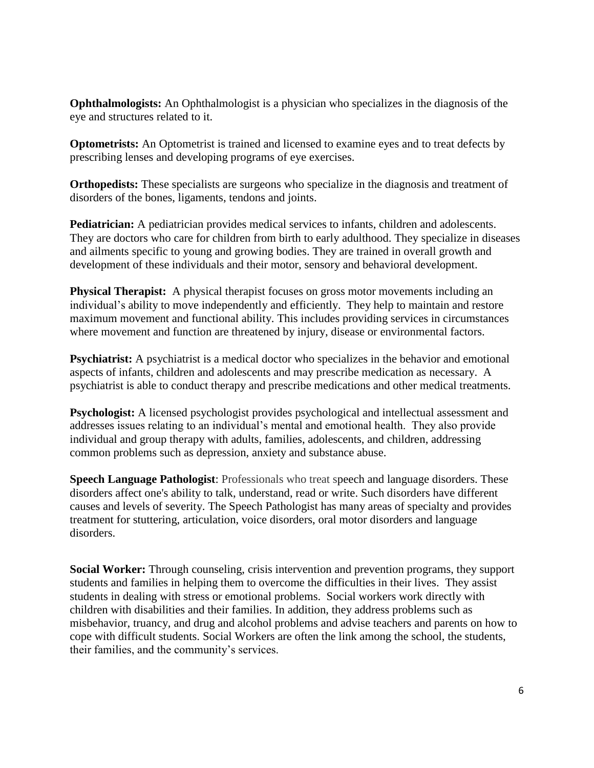**Ophthalmologists:** An Ophthalmologist is a physician who specializes in the diagnosis of the eye and structures related to it.

**Optometrists:** An Optometrist is trained and licensed to examine eyes and to treat defects by prescribing lenses and developing programs of eye exercises.

**Orthopedists:** These specialists are surgeons who specialize in the diagnosis and treatment of disorders of the bones, ligaments, tendons and joints.

**Pediatrician:** A pediatrician provides medical services to infants, children and adolescents. They are doctors who care for children from birth to early adulthood. They specialize in diseases and ailments specific to young and growing bodies. They are trained in overall growth and development of these individuals and their motor, sensory and behavioral development.

**Physical Therapist:** A physical therapist focuses on gross motor movements including an individual's ability to move independently and efficiently. They help to maintain and restore maximum movement and functional ability. This includes providing services in circumstances where movement and function are threatened by injury, disease or environmental factors.

**Psychiatrist:** A psychiatrist is a medical doctor who specializes in the behavior and emotional aspects of infants, children and adolescents and may prescribe medication as necessary. A psychiatrist is able to conduct therapy and prescribe medications and other medical treatments.

**Psychologist:** A licensed psychologist provides psychological and intellectual assessment and addresses issues relating to an individual's mental and emotional health. They also provide individual and group therapy with adults, families, adolescents, and children, addressing common problems such as depression, anxiety and substance abuse.

**Speech Language Pathologist**: Professionals who treat speech and language disorders. These disorders affect one's ability to talk, understand, read or write. Such disorders have different causes and levels of severity. The Speech Pathologist has many areas of specialty and provides treatment for stuttering, articulation, voice disorders, oral motor disorders and language disorders.

**Social Worker:** Through counseling, crisis intervention and prevention programs, they support students and families in helping them to overcome the difficulties in their lives. They assist students in dealing with stress or emotional problems. Social workers work directly with children with disabilities and their families. In addition, they address problems such as misbehavior, truancy, and drug and alcohol problems and advise teachers and parents on how to cope with difficult students. Social Workers are often the link among the school, the students, their families, and the community's services.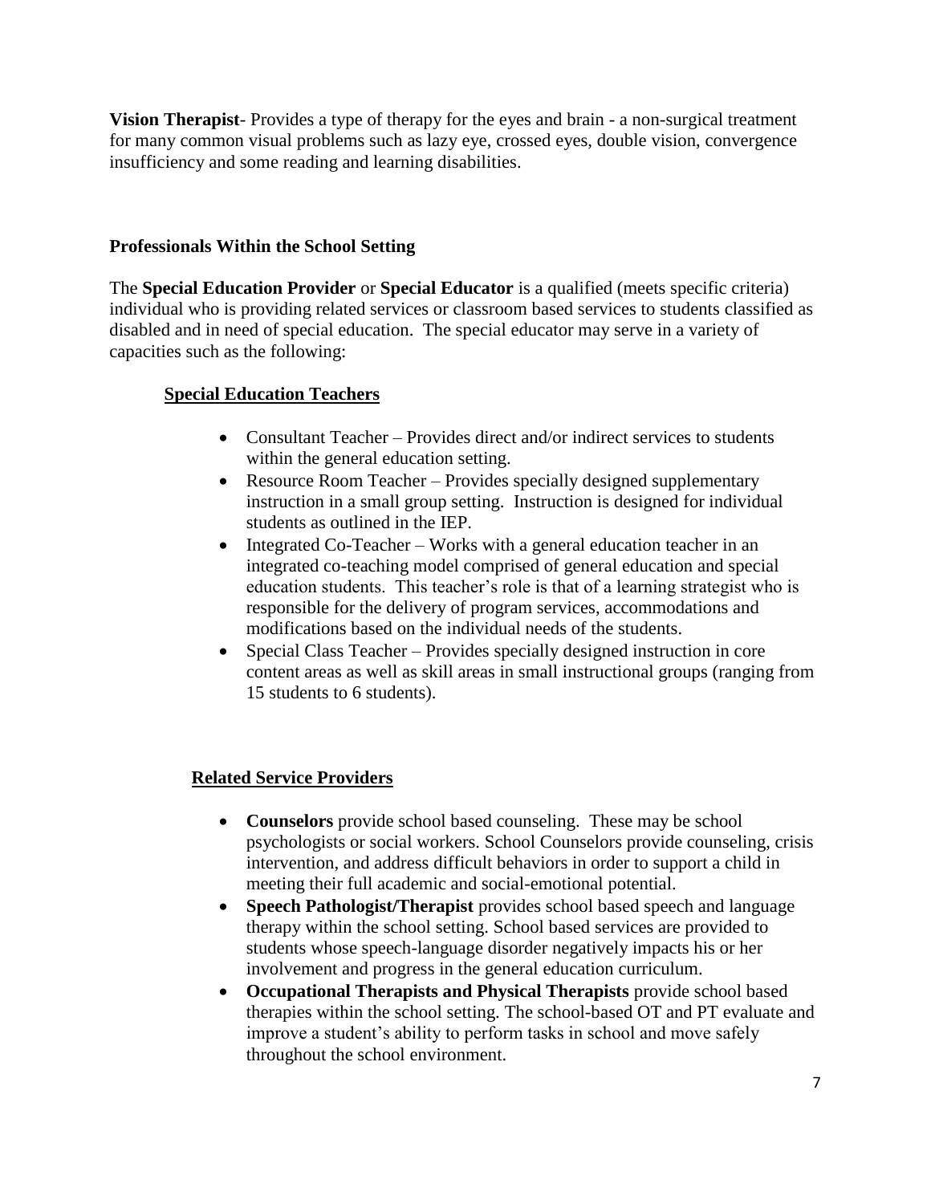**Vision Therapist**- Provides a type of therapy for the eyes and brain - a non-surgical treatment for many common visual problems such as lazy eye, crossed eyes, double vision, convergence insufficiency and some reading and learning disabilities.

### Professionals Within the School Setting

The **Special Education Provider** or **Special Educator** is a qualified (meets specific criteria) individual who is providing related services or classroom based services to students classified as disabled and in need of special education. The special educator may serve in a variety of capacities such as the following:

#### <u>Special Education Teachers</u>

- Consultant Teacher – Provides direct and/or indirect services to students within the general education setting.
- Resource Room Teacher – Provides specially designed supplementary instruction in a small group setting. Instruction is designed for individual students as outlined in the IEP.
- Integrated Co-Teacher – Works with a general education teacher in an integrated co-teaching model comprised of general education and special education students. This teacher's role is that of a learning strategist who is responsible for the delivery of program services, accommodations and modifications based on the individual needs of the students.
- Special Class Teacher – Provides specially designed instruction in core content areas as well as skill areas in small instructional groups (ranging from 15 students to 6 students).

#### <u>Related Service Providers</u>

- **Counselors** provide school based counseling. These may be school psychologists or social workers. School Counselors provide counseling, crisis intervention, and address difficult behaviors in order to support a child in meeting their full academic and social-emotional potential.
- **Speech Pathologist/Therapist** provides school based speech and language therapy within the school setting. School based services are provided to students whose speech-language disorder negatively impacts his or her involvement and progress in the general education curriculum.
- **Occupational Therapists and Physical Therapists** provide school based therapies within the school setting. The school-based OT and PT evaluate and improve a student's ability to perform tasks in school and move safely throughout the school environment.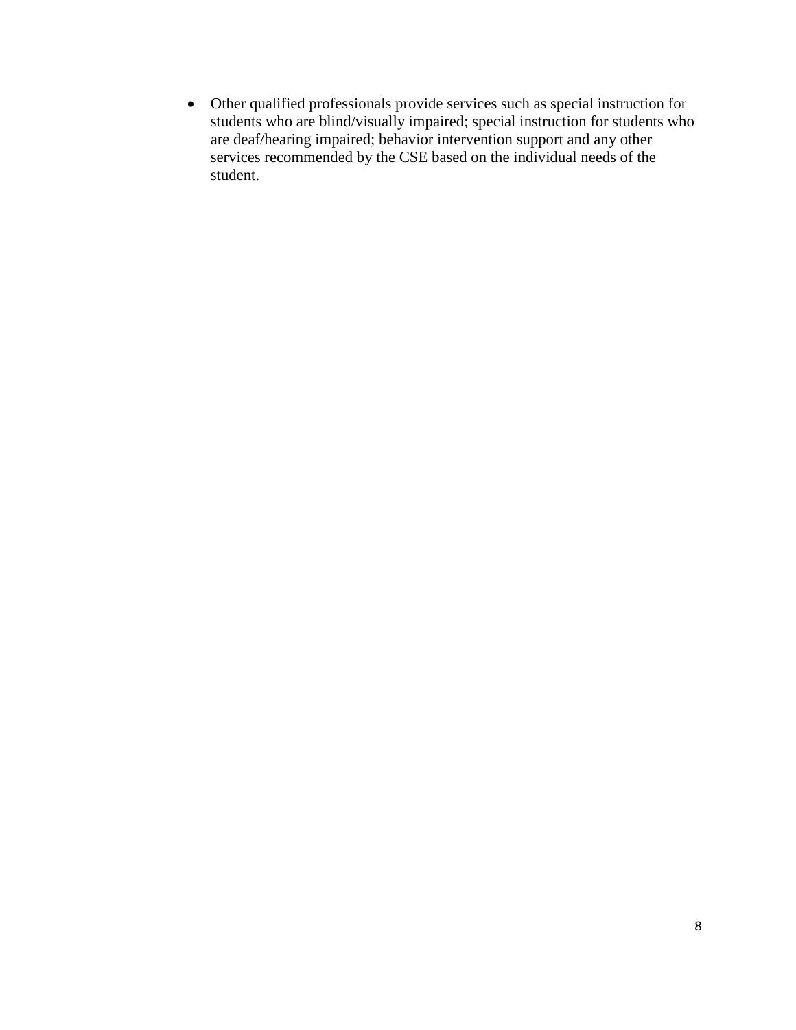- Other qualified professionals provide services such as special instruction for students who are blind/visually impaired; special instruction for students who are deaf/hearing impaired; behavior intervention support and any other services recommended by the CSE based on the individual needs of the student.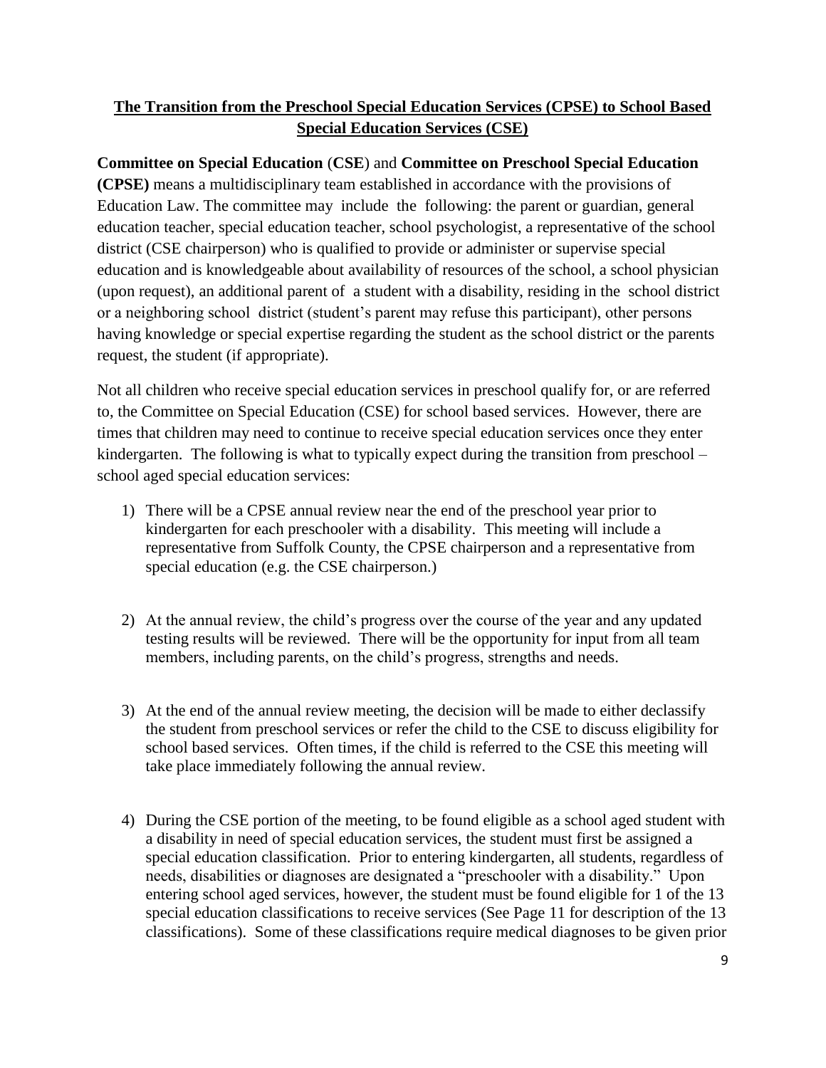**The Transition from the Preschool Special Education Services (CPSE) to School Based Special Education Services (CSE)**

**Committee on Special Education** (**CSE**) and **Committee on Preschool Special Education (CPSE)** means a multidisciplinary team established in accordance with the provisions of Education Law. The committee may include the following: the parent or guardian, general education teacher, special education teacher, school psychologist, a representative of the school district (CSE chairperson) who is qualified to provide or administer or supervise special education and is knowledgeable about availability of resources of the school, a school physician (upon request), an additional parent of a student with a disability, residing in the school district or a neighboring school district (student's parent may refuse this participant), other persons having knowledge or special expertise regarding the student as the school district or the parents request, the student (if appropriate).

Not all children who receive special education services in preschool qualify for, or are referred to, the Committee on Special Education (CSE) for school based services. However, there are times that children may need to continue to receive special education services once they enter kindergarten. The following is what to typically expect during the transition from preschool – school aged special education services:

1) There will be a CPSE annual review near the end of the preschool year prior to kindergarten for each preschooler with a disability. This meeting will include a representative from Suffolk County, the CPSE chairperson and a representative from special education (e.g. the CSE chairperson.)

2) At the annual review, the child's progress over the course of the year and any updated testing results will be reviewed. There will be the opportunity for input from all team members, including parents, on the child's progress, strengths and needs.

3) At the end of the annual review meeting, the decision will be made to either declassify the student from preschool services or refer the child to the CSE to discuss eligibility for school based services. Often times, if the child is referred to the CSE this meeting will take place immediately following the annual review.

4) During the CSE portion of the meeting, to be found eligible as a school aged student with a disability in need of special education services, the student must first be assigned a special education classification. Prior to entering kindergarten, all students, regardless of needs, disabilities or diagnoses are designated a "preschooler with a disability." Upon entering school aged services, however, the student must be found eligible for 1 of the 13 special education classifications to receive services (See Page 11 for description of the 13 classifications). Some of these classifications require medical diagnoses to be given prior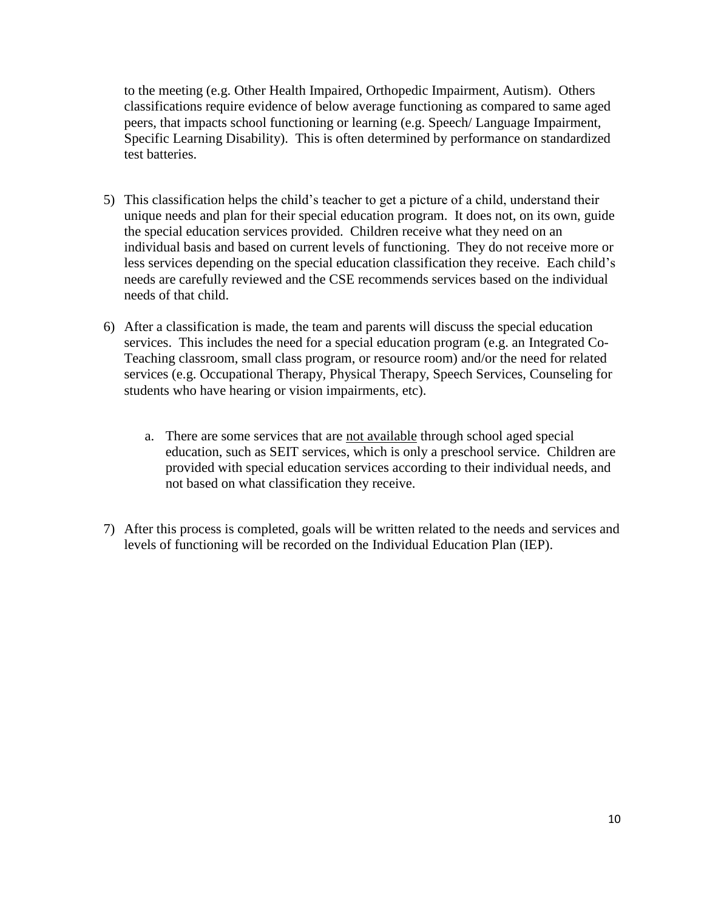to the meeting (e.g. Other Health Impaired, Orthopedic Impairment, Autism). Others classifications require evidence of below average functioning as compared to same aged peers, that impacts school functioning or learning (e.g. Speech/ Language Impairment, Specific Learning Disability). This is often determined by performance on standardized test batteries.

5) This classification helps the child's teacher to get a picture of a child, understand their unique needs and plan for their special education program. It does not, on its own, guide the special education services provided. Children receive what they need on an individual basis and based on current levels of functioning. They do not receive more or less services depending on the special education classification they receive. Each child's needs are carefully reviewed and the CSE recommends services based on the individual needs of that child.

6) After a classification is made, the team and parents will discuss the special education services. This includes the need for a special education program (e.g. an Integrated Co-Teaching classroom, small class program, or resource room) and/or the need for related services (e.g. Occupational Therapy, Physical Therapy, Speech Services, Counseling for students who have hearing or vision impairments, etc).

    a. There are some services that are <u>not available</u> through school aged special education, such as SEIT services, which is only a preschool service. Children are provided with special education services according to their individual needs, and not based on what classification they receive.

7) After this process is completed, goals will be written related to the needs and services and levels of functioning will be recorded on the Individual Education Plan (IEP).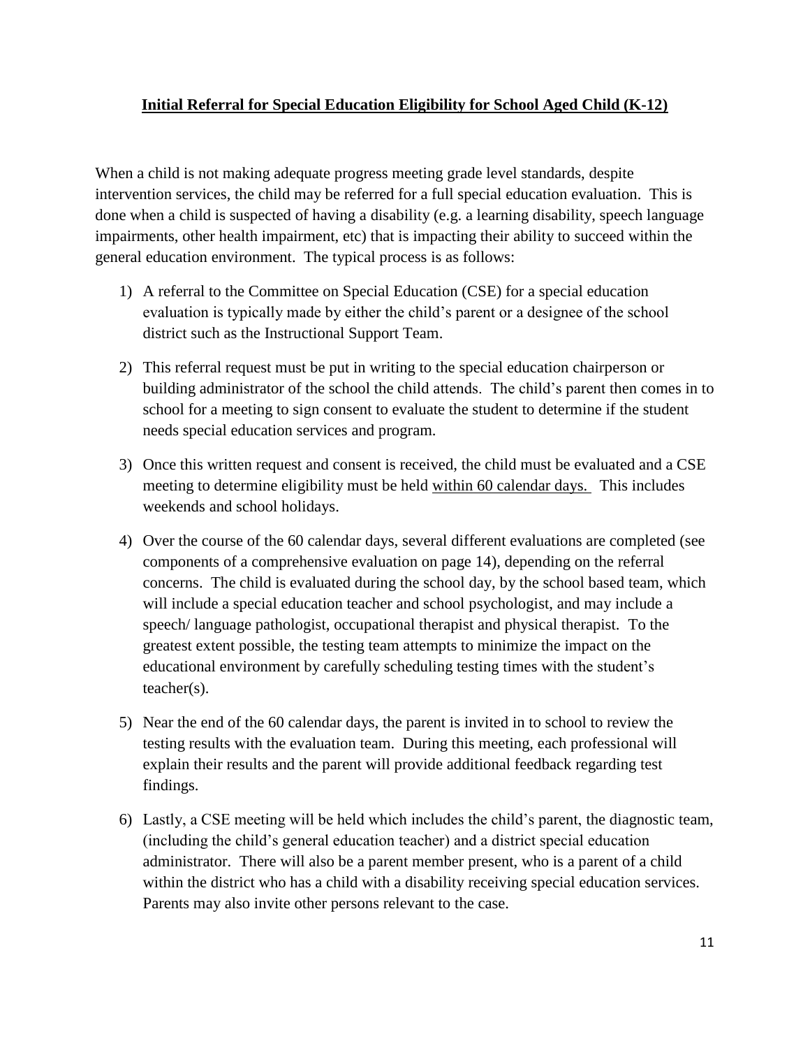## **Initial Referral for Special Education Eligibility for School Aged Child (K-12)**

When a child is not making adequate progress meeting grade level standards, despite intervention services, the child may be referred for a full special education evaluation. This is done when a child is suspected of having a disability (e.g. a learning disability, speech language impairments, other health impairment, etc) that is impacting their ability to succeed within the general education environment. The typical process is as follows:

1) A referral to the Committee on Special Education (CSE) for a special education evaluation is typically made by either the child's parent or a designee of the school district such as the Instructional Support Team.

2) This referral request must be put in writing to the special education chairperson or building administrator of the school the child attends. The child's parent then comes in to school for a meeting to sign consent to evaluate the student to determine if the student needs special education services and program.

3) Once this written request and consent is received, the child must be evaluated and a CSE meeting to determine eligibility must be held <u>within 60 calendar days.</u> This includes weekends and school holidays.

4) Over the course of the 60 calendar days, several different evaluations are completed (see components of a comprehensive evaluation on page 14), depending on the referral concerns. The child is evaluated during the school day, by the school based team, which will include a special education teacher and school psychologist, and may include a speech/ language pathologist, occupational therapist and physical therapist. To the greatest extent possible, the testing team attempts to minimize the impact on the educational environment by carefully scheduling testing times with the student's teacher(s).

5) Near the end of the 60 calendar days, the parent is invited in to school to review the testing results with the evaluation team. During this meeting, each professional will explain their results and the parent will provide additional feedback regarding test findings.

6) Lastly, a CSE meeting will be held which includes the child's parent, the diagnostic team, (including the child's general education teacher) and a district special education administrator. There will also be a parent member present, who is a parent of a child within the district who has a child with a disability receiving special education services. Parents may also invite other persons relevant to the case.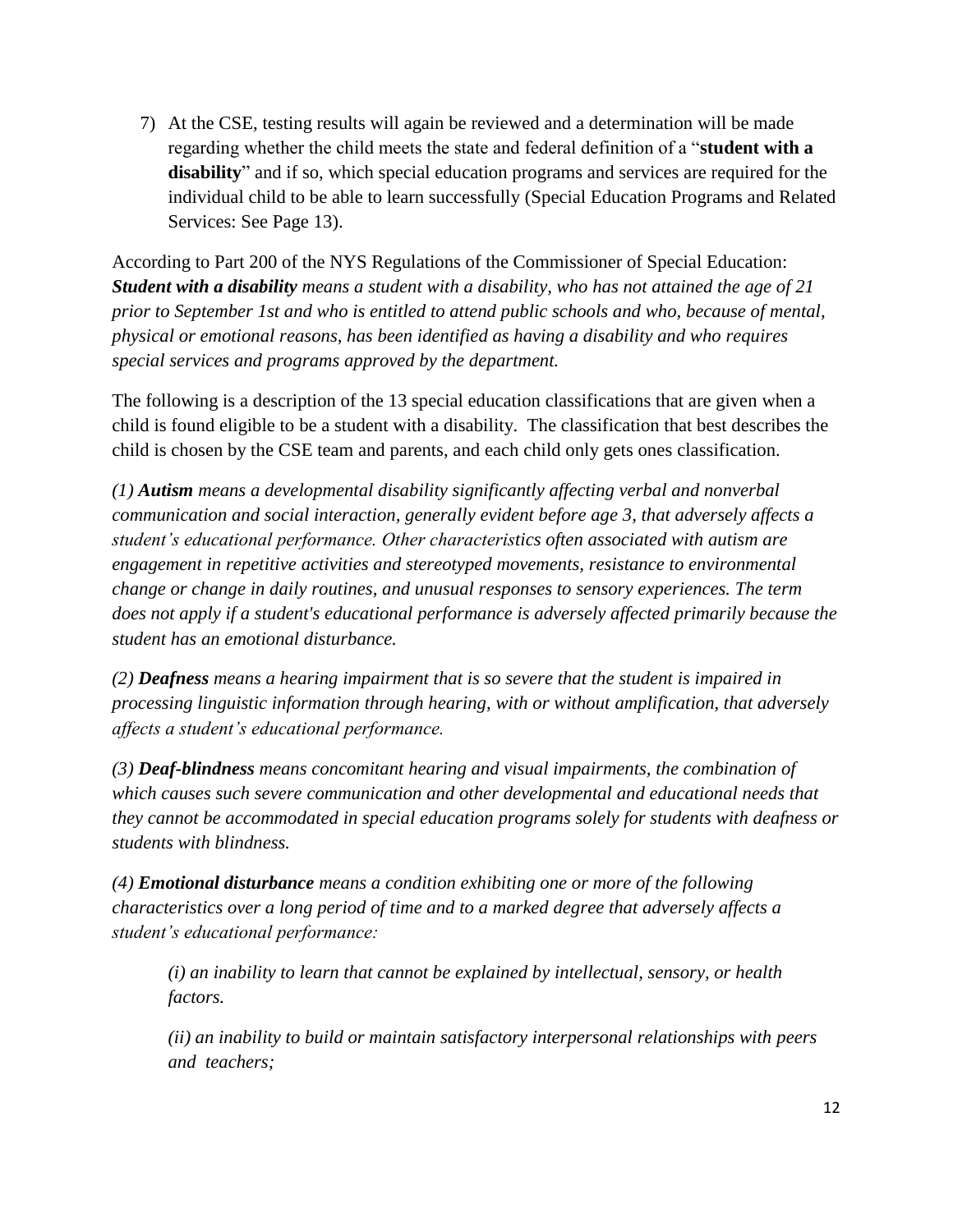7) At the CSE, testing results will again be reviewed and a determination will be made regarding whether the child meets the state and federal definition of a "**student with a disability**" and if so, which special education programs and services are required for the individual child to be able to learn successfully (Special Education Programs and Related Services: See Page 13).

According to Part 200 of the NYS Regulations of the Commissioner of Special Education: ***Student with a disability*** *means a student with a disability, who has not attained the age of 21 prior to September 1st and who is entitled to attend public schools and who, because of mental, physical or emotional reasons, has been identified as having a disability and who requires special services and programs approved by the department.*

The following is a description of the 13 special education classifications that are given when a child is found eligible to be a student with a disability. The classification that best describes the child is chosen by the CSE team and parents, and each child only gets ones classification.

*(1)* ***Autism*** *means a developmental disability significantly affecting verbal and nonverbal communication and social interaction, generally evident before age 3, that adversely affects a student's educational performance. Other characteristics often associated with autism are engagement in repetitive activities and stereotyped movements, resistance to environmental change or change in daily routines, and unusual responses to sensory experiences. The term does not apply if a student's educational performance is adversely affected primarily because the student has an emotional disturbance.*

*(2)* ***Deafness*** *means a hearing impairment that is so severe that the student is impaired in processing linguistic information through hearing, with or without amplification, that adversely affects a student's educational performance.*

*(3)* ***Deaf-blindness*** *means concomitant hearing and visual impairments, the combination of which causes such severe communication and other developmental and educational needs that they cannot be accommodated in special education programs solely for students with deafness or students with blindness.*

*(4)* ***Emotional disturbance*** *means a condition exhibiting one or more of the following characteristics over a long period of time and to a marked degree that adversely affects a student's educational performance:*

> *(i) an inability to learn that cannot be explained by intellectual, sensory, or health factors.*
>
> *(ii) an inability to build or maintain satisfactory interpersonal relationships with peers and teachers;*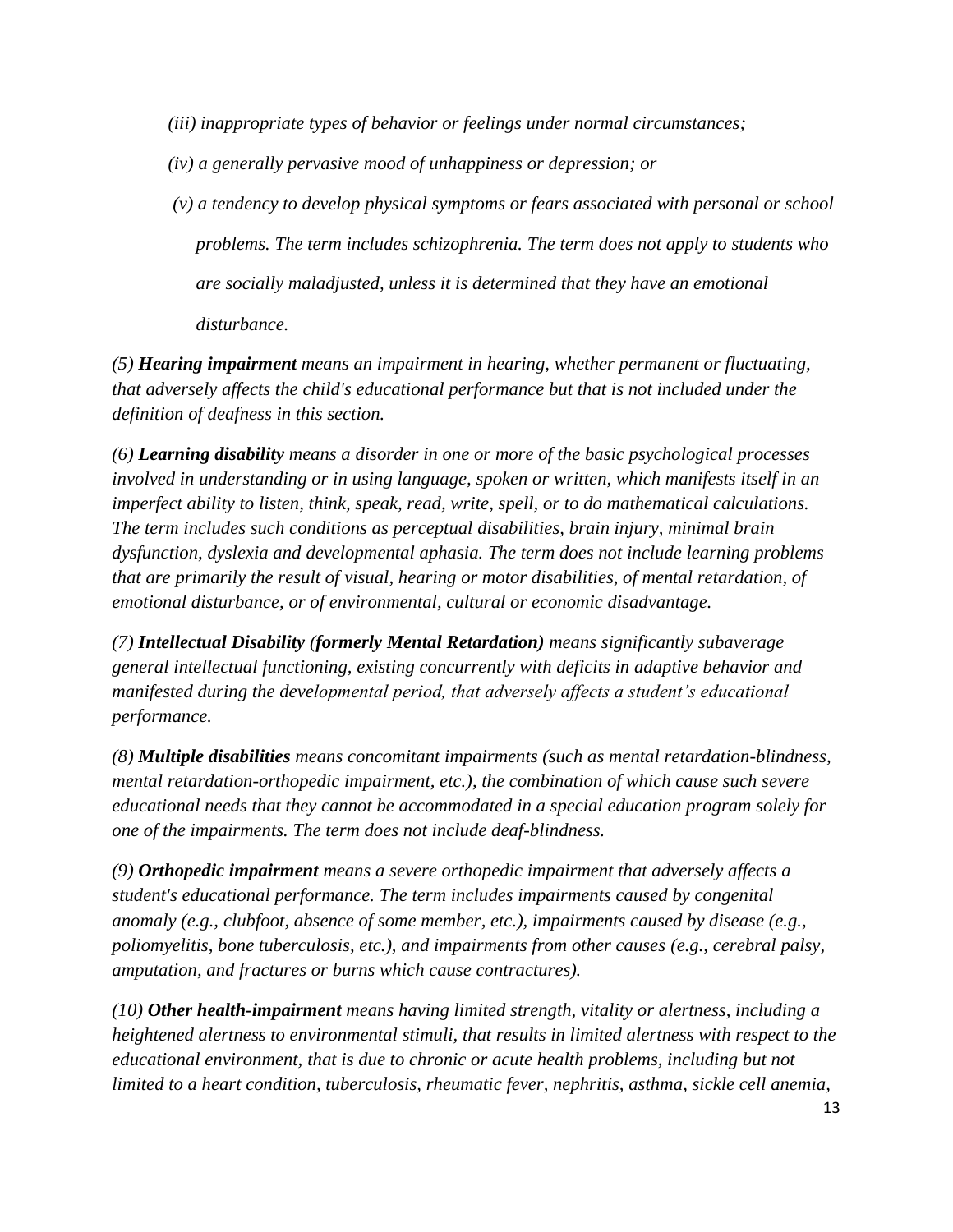*(iii) inappropriate types of behavior or feelings under normal circumstances;*

*(iv) a generally pervasive mood of unhappiness or depression; or*

*(v) a tendency to develop physical symptoms or fears associated with personal or school problems. The term includes schizophrenia. The term does not apply to students who are socially maladjusted, unless it is determined that they have an emotional disturbance.*

*(5) **Hearing impairment** means an impairment in hearing, whether permanent or fluctuating, that adversely affects the child's educational performance but that is not included under the definition of deafness in this section.*

*(6) **Learning disability** means a disorder in one or more of the basic psychological processes involved in understanding or in using language, spoken or written, which manifests itself in an imperfect ability to listen, think, speak, read, write, spell, or to do mathematical calculations. The term includes such conditions as perceptual disabilities, brain injury, minimal brain dysfunction, dyslexia and developmental aphasia. The term does not include learning problems that are primarily the result of visual, hearing or motor disabilities, of mental retardation, of emotional disturbance, or of environmental, cultural or economic disadvantage.*

*(7) **Intellectual Disability (formerly Mental Retardation)** means significantly subaverage general intellectual functioning, existing concurrently with deficits in adaptive behavior and manifested during the developmental period, that adversely affects a student's educational performance.*

*(8) **Multiple disabilities** means concomitant impairments (such as mental retardation-blindness, mental retardation-orthopedic impairment, etc.), the combination of which cause such severe educational needs that they cannot be accommodated in a special education program solely for one of the impairments. The term does not include deaf-blindness.*

*(9) **Orthopedic impairment** means a severe orthopedic impairment that adversely affects a student's educational performance. The term includes impairments caused by congenital anomaly (e.g., clubfoot, absence of some member, etc.), impairments caused by disease (e.g., poliomyelitis, bone tuberculosis, etc.), and impairments from other causes (e.g., cerebral palsy, amputation, and fractures or burns which cause contractures).*

*(10) **Other health-impairment** means having limited strength, vitality or alertness, including a heightened alertness to environmental stimuli, that results in limited alertness with respect to the educational environment, that is due to chronic or acute health problems, including but not limited to a heart condition, tuberculosis, rheumatic fever, nephritis, asthma, sickle cell anemia,*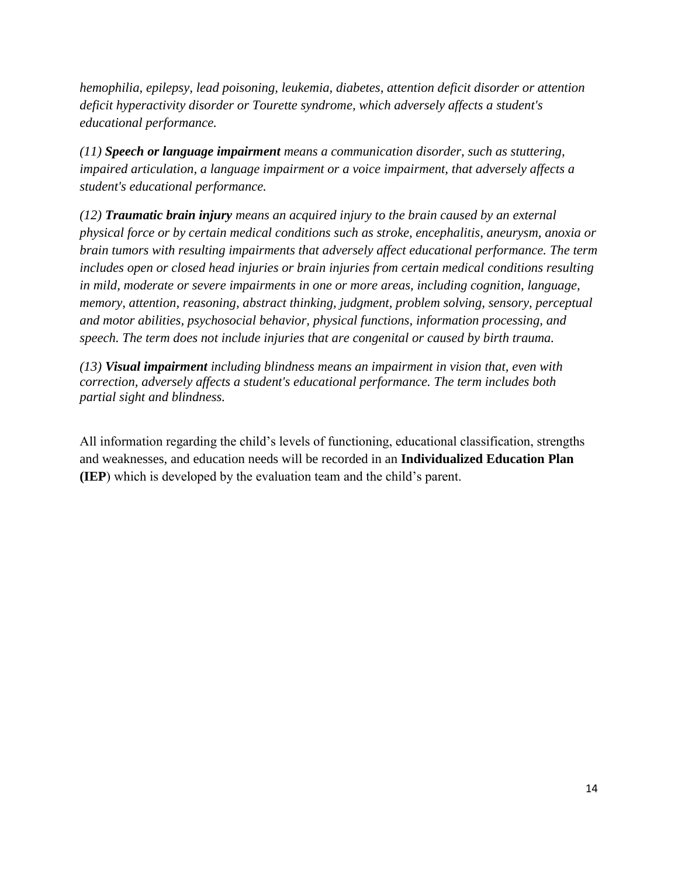*hemophilia, epilepsy, lead poisoning, leukemia, diabetes, attention deficit disorder or attention deficit hyperactivity disorder or Tourette syndrome, which adversely affects a student's educational performance.*

*(11)* ***Speech or language impairment*** *means a communication disorder, such as stuttering, impaired articulation, a language impairment or a voice impairment, that adversely affects a student's educational performance.*

*(12)* ***Traumatic brain injury*** *means an acquired injury to the brain caused by an external physical force or by certain medical conditions such as stroke, encephalitis, aneurysm, anoxia or brain tumors with resulting impairments that adversely affect educational performance. The term includes open or closed head injuries or brain injuries from certain medical conditions resulting in mild, moderate or severe impairments in one or more areas, including cognition, language, memory, attention, reasoning, abstract thinking, judgment, problem solving, sensory, perceptual and motor abilities, psychosocial behavior, physical functions, information processing, and speech. The term does not include injuries that are congenital or caused by birth trauma.*

*(13)* ***Visual impairment*** *including blindness means an impairment in vision that, even with correction, adversely affects a student's educational performance. The term includes both partial sight and blindness.*

All information regarding the child's levels of functioning, educational classification, strengths and weaknesses, and education needs will be recorded in an **Individualized Education Plan (IEP**) which is developed by the evaluation team and the child's parent.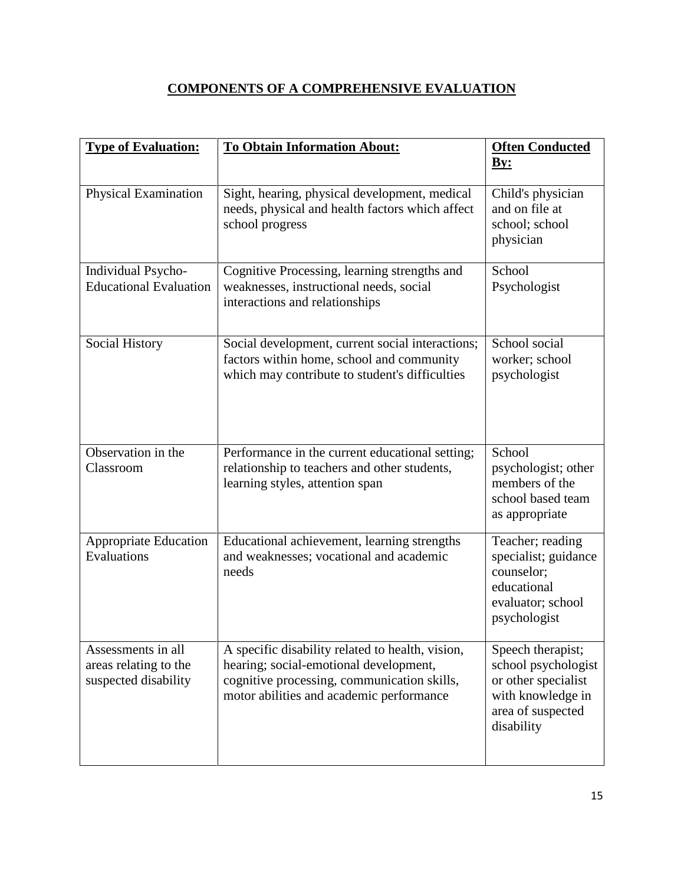## COMPONENTS OF A COMPREHENSIVE EVALUATION

| Type of Evaluation: | To Obtain Information About: | Often Conducted By: |
|---|---|---|
| Physical Examination | Sight, hearing, physical development, medical needs, physical and health factors which affect school progress | Child's physician and on file at school; school physician |
| Individual Psycho-Educational Evaluation | Cognitive Processing, learning strengths and weaknesses, instructional needs, social interactions and relationships | School Psychologist |
| Social History | Social development, current social interactions; factors within home, school and community which may contribute to student's difficulties | School social worker; school psychologist |
| Observation in the Classroom | Performance in the current educational setting; relationship to teachers and other students, learning styles, attention span | School psychologist; other members of the school based team as appropriate |
| Appropriate Education Evaluations | Educational achievement, learning strengths and weaknesses; vocational and academic needs | Teacher; reading specialist; guidance counselor; educational evaluator; school psychologist |
| Assessments in all areas relating to the suspected disability | A specific disability related to health, vision, hearing; social-emotional development, cognitive processing, communication skills, motor abilities and academic performance | Speech therapist; school psychologist or other specialist with knowledge in area of suspected disability |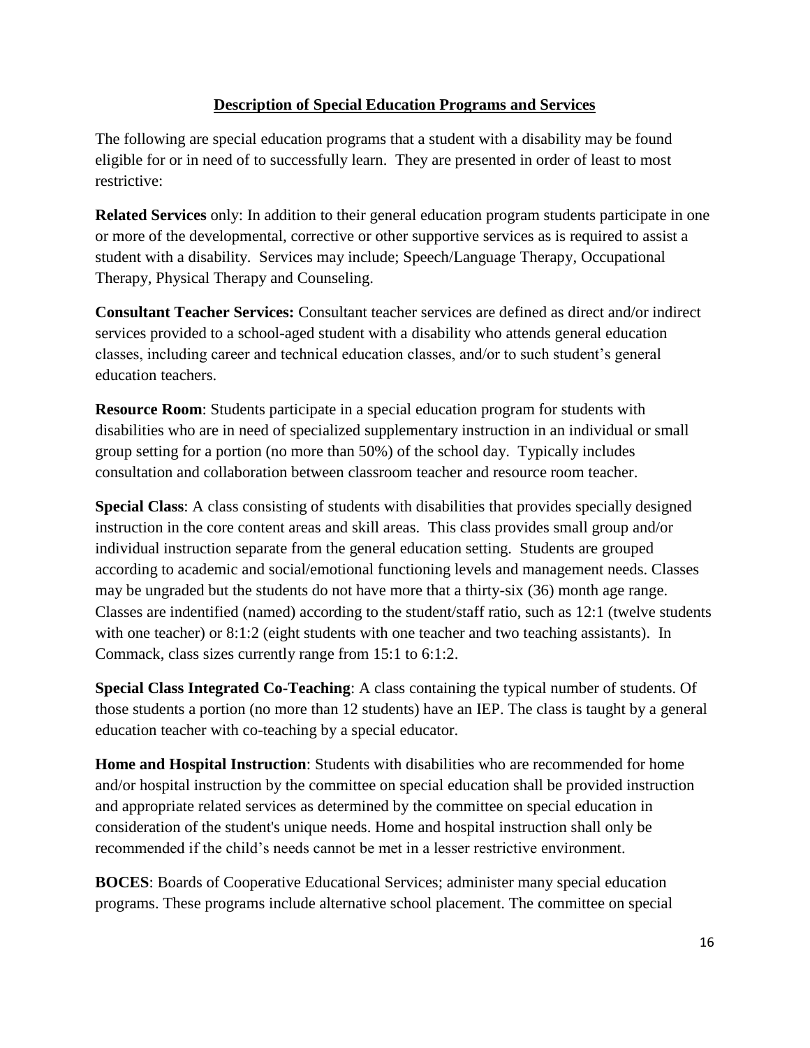## Description of Special Education Programs and Services

The following are special education programs that a student with a disability may be found eligible for or in need of to successfully learn. They are presented in order of least to most restrictive:

**Related Services** only: In addition to their general education program students participate in one or more of the developmental, corrective or other supportive services as is required to assist a student with a disability. Services may include; Speech/Language Therapy, Occupational Therapy, Physical Therapy and Counseling.

**Consultant Teacher Services:** Consultant teacher services are defined as direct and/or indirect services provided to a school-aged student with a disability who attends general education classes, including career and technical education classes, and/or to such student's general education teachers.

**Resource Room**: Students participate in a special education program for students with disabilities who are in need of specialized supplementary instruction in an individual or small group setting for a portion (no more than 50%) of the school day. Typically includes consultation and collaboration between classroom teacher and resource room teacher.

**Special Class**: A class consisting of students with disabilities that provides specially designed instruction in the core content areas and skill areas. This class provides small group and/or individual instruction separate from the general education setting. Students are grouped according to academic and social/emotional functioning levels and management needs. Classes may be ungraded but the students do not have more that a thirty-six (36) month age range. Classes are indentified (named) according to the student/staff ratio, such as 12:1 (twelve students with one teacher) or 8:1:2 (eight students with one teacher and two teaching assistants). In Commack, class sizes currently range from 15:1 to 6:1:2.

**Special Class Integrated Co-Teaching**: A class containing the typical number of students. Of those students a portion (no more than 12 students) have an IEP. The class is taught by a general education teacher with co-teaching by a special educator.

**Home and Hospital Instruction**: Students with disabilities who are recommended for home and/or hospital instruction by the committee on special education shall be provided instruction and appropriate related services as determined by the committee on special education in consideration of the student's unique needs. Home and hospital instruction shall only be recommended if the child's needs cannot be met in a lesser restrictive environment.

**BOCES**: Boards of Cooperative Educational Services; administer many special education programs. These programs include alternative school placement. The committee on special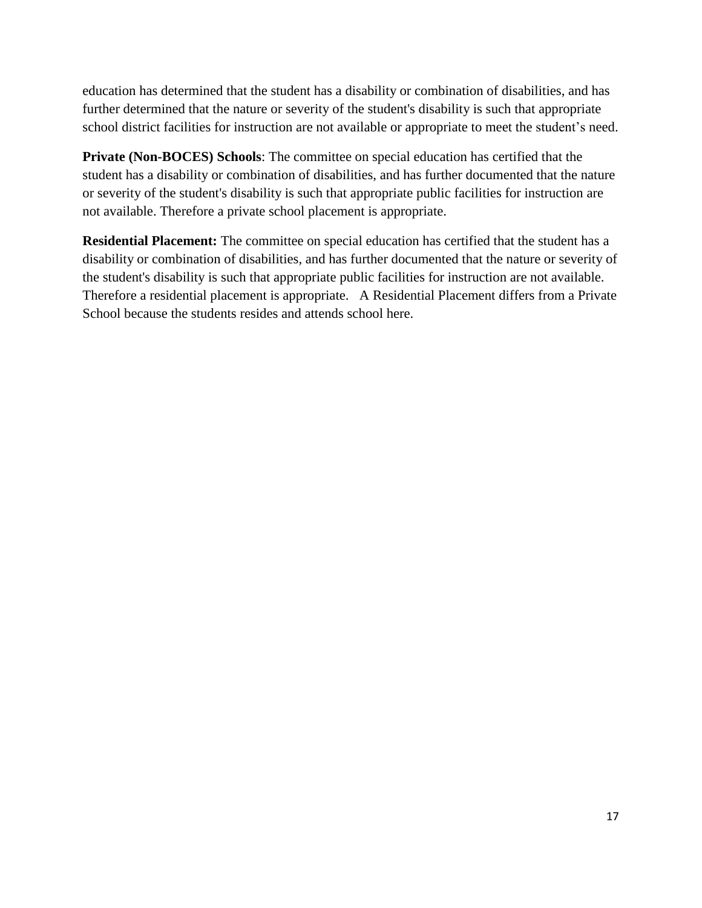education has determined that the student has a disability or combination of disabilities, and has further determined that the nature or severity of the student's disability is such that appropriate school district facilities for instruction are not available or appropriate to meet the student's need.

**Private (Non-BOCES) Schools**: The committee on special education has certified that the student has a disability or combination of disabilities, and has further documented that the nature or severity of the student's disability is such that appropriate public facilities for instruction are not available. Therefore a private school placement is appropriate.

**Residential Placement:** The committee on special education has certified that the student has a disability or combination of disabilities, and has further documented that the nature or severity of the student's disability is such that appropriate public facilities for instruction are not available. Therefore a residential placement is appropriate. A Residential Placement differs from a Private School because the students resides and attends school here.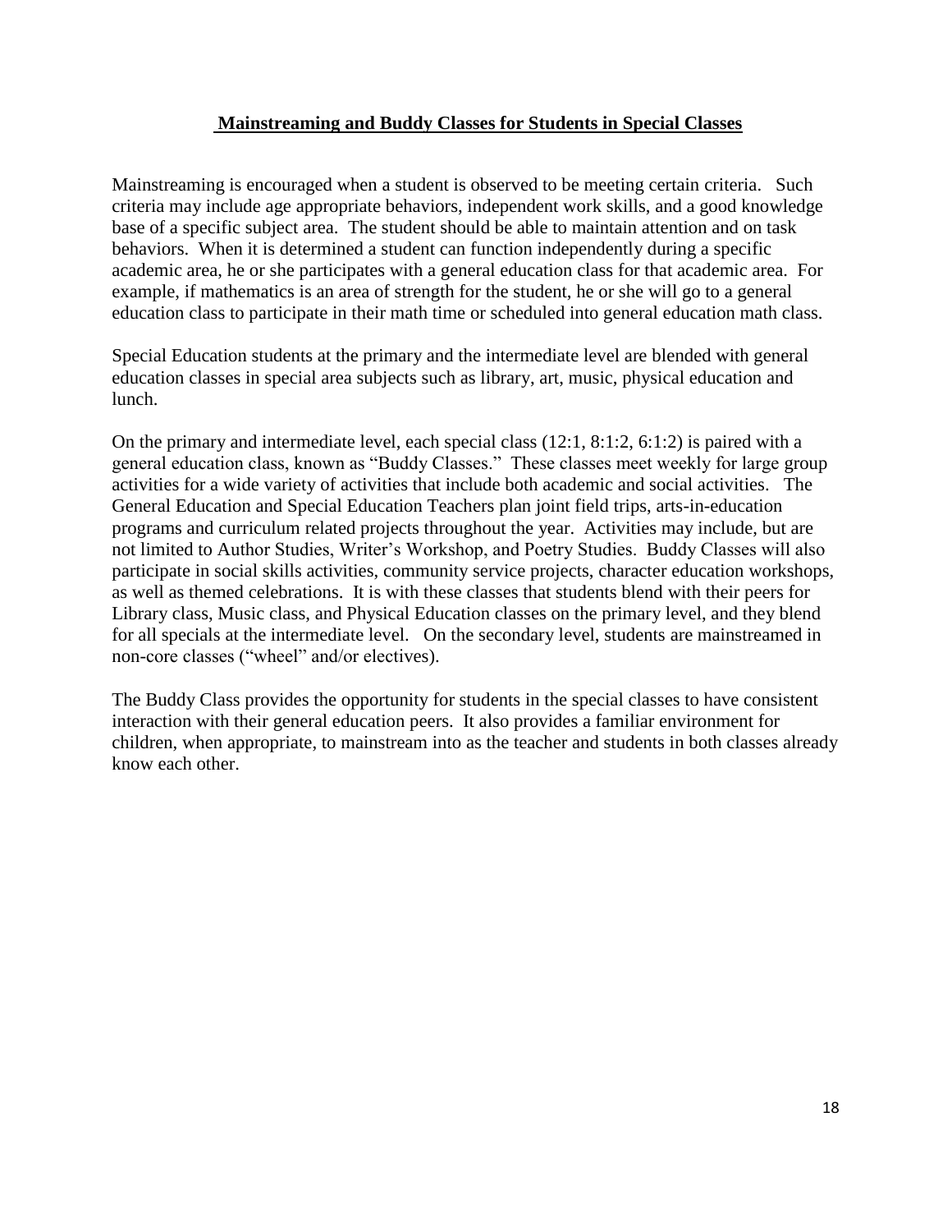## Mainstreaming and Buddy Classes for Students in Special Classes

Mainstreaming is encouraged when a student is observed to be meeting certain criteria. Such criteria may include age appropriate behaviors, independent work skills, and a good knowledge base of a specific subject area. The student should be able to maintain attention and on task behaviors. When it is determined a student can function independently during a specific academic area, he or she participates with a general education class for that academic area. For example, if mathematics is an area of strength for the student, he or she will go to a general education class to participate in their math time or scheduled into general education math class.

Special Education students at the primary and the intermediate level are blended with general education classes in special area subjects such as library, art, music, physical education and lunch.

On the primary and intermediate level, each special class (12:1, 8:1:2, 6:1:2) is paired with a general education class, known as "Buddy Classes." These classes meet weekly for large group activities for a wide variety of activities that include both academic and social activities. The General Education and Special Education Teachers plan joint field trips, arts-in-education programs and curriculum related projects throughout the year. Activities may include, but are not limited to Author Studies, Writer's Workshop, and Poetry Studies. Buddy Classes will also participate in social skills activities, community service projects, character education workshops, as well as themed celebrations. It is with these classes that students blend with their peers for Library class, Music class, and Physical Education classes on the primary level, and they blend for all specials at the intermediate level. On the secondary level, students are mainstreamed in non-core classes ("wheel" and/or electives).

The Buddy Class provides the opportunity for students in the special classes to have consistent interaction with their general education peers. It also provides a familiar environment for children, when appropriate, to mainstream into as the teacher and students in both classes already know each other.